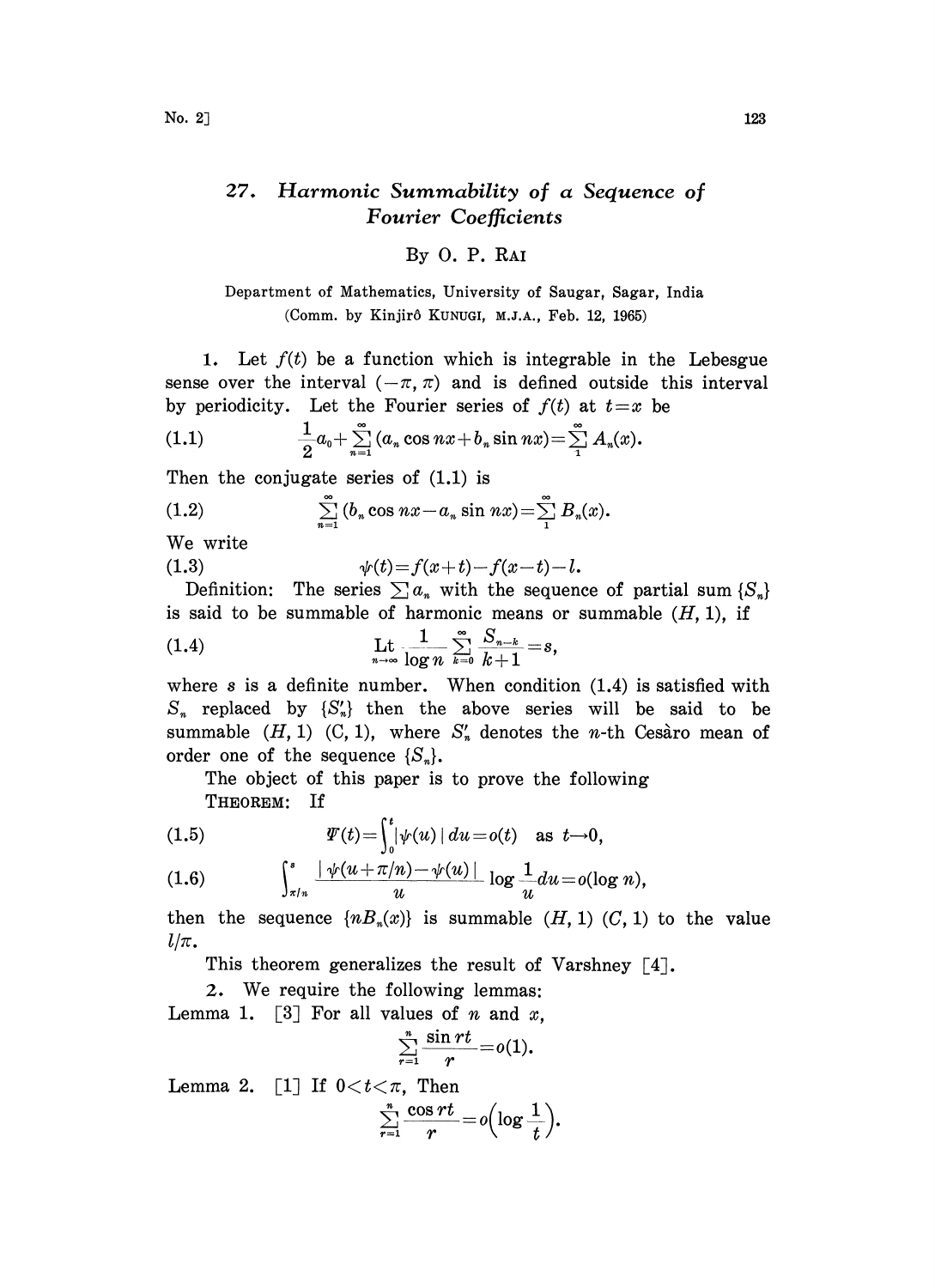# 27. Harmonic Summability of a Sequence of Fourier Coefficients

By O. P. RAI

Department of Mathematics, University of Saugar, Sagar, India
(Comm. by Kinjirô KUNUGI, M.J.A., Feb. 12, 1965)

1. Let $f(t)$ be a function which is integrable in the Lebesgue sense over the interval $(-\pi, \pi)$ and is defined outside this interval by periodicity. Let the Fourier series of $f(t)$ at $t=x$ be

$$\frac{1}{2}a_0+\sum_{n=1}^{\infty}(a_n \cos nx+b_n \sin nx)=\sum_{1}^{\infty}A_n(x). \tag{1.1}$$

Then the conjugate series of (1.1) is

$$\sum_{n=1}^{\infty}(b_n \cos nx-a_n \sin nx)=\sum_{1}^{\infty}B_n(x). \tag{1.2}$$

We write

$$\psi(t)=f(x+t)-f(x-t)-l. \tag{1.3}$$

Definition: The series $\sum a_n$ with the sequence of partial sum $\{S_n\}$ is said to be summable of harmonic means or summable $(H, 1)$, if

$$\underset{n\to\infty}{\mathrm{Lt}}\frac{1}{\log n}\sum_{k=0}^{\infty}\frac{S_{n-k}}{k+1}=s, \tag{1.4}$$

where $s$ is a definite number. When condition (1.4) is satisfied with $S_n$ replaced by $\{S_n'\}$ then the above series will be said to be summable $(H, 1)$ $(C, 1)$, where $S_n'$ denotes the $n$-th Cesàro mean of order one of the sequence $\{S_n\}$.

The object of this paper is to prove the following

THEOREM: If

$$\Psi(t)=\int_0^t|\psi(u)|\,du=o(t) \quad \text{as } t\to 0, \tag{1.5}$$

$$\int_{\pi/n}^{s}\frac{|\psi(u+\pi/n)-\psi(u)|}{u}\log\frac{1}{u}du=o(\log n), \tag{1.6}$$

then the sequence $\{nB_n(x)\}$ is summable $(H, 1)$ $(C, 1)$ to the value $l/\pi$.

This theorem generalizes the result of Varshney [4].

2. We require the following lemmas:

Lemma 1. [3] For all values of $n$ and $x$,

$$\sum_{r=1}^{n}\frac{\sin rt}{r}=o(1).$$

Lemma 2. [1] If $0<t<\pi$, Then

$$\sum_{r=1}^{n}\frac{\cos rt}{r}=o\Big(\log\frac{1}{t}\Big).$$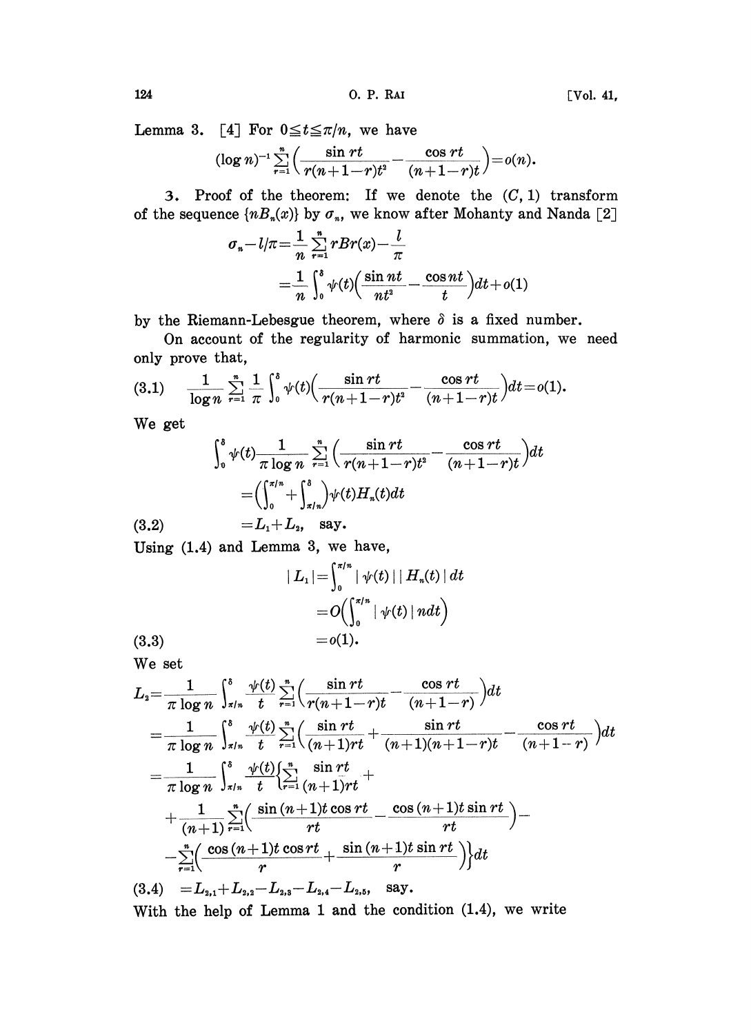Lemma 3. [4] For $0 \leqq t \leqq \pi/n$, we have

$$(\log n)^{-1} \sum_{r=1}^{n} \left( \frac{\sin rt}{r(n+1-r)t^2} - \frac{\cos rt}{(n+1-r)t} \right) = o(n).$$

3. Proof of the theorem: If we denote the $(C, 1)$ transform of the sequence $\{nB_n(x)\}$ by $\sigma_n$, we know after Mohanty and Nanda [2]

$$\begin{aligned}
\sigma_n - l/\pi &= \frac{1}{n} \sum_{r=1}^{n} rBr(x) - \frac{l}{\pi} \\
&= \frac{1}{n} \int_0^\delta \psi(t) \left( \frac{\sin nt}{nt^2} - \frac{\cos nt}{t} \right) dt + o(1)
\end{aligned}$$

by the Riemann-Lebesgue theorem, where $\delta$ is a fixed number.

On account of the regularity of harmonic summation, we need only prove that,

$$\frac{1}{\log n} \sum_{r=1}^{n} \frac{1}{\pi} \int_0^\delta \psi(t) \left( \frac{\sin rt}{r(n+1-r)t^2} - \frac{\cos rt}{(n+1-r)t} \right) dt = o(1). \tag{3.1}$$

We get

$$\begin{aligned}
&\int_0^\delta \psi(t) \frac{1}{\pi \log n} \sum_{r=1}^{n} \left( \frac{\sin rt}{r(n+1-r)t^2} - \frac{\cos rt}{(n+1-r)t} \right) dt \\
&= \left( \int_0^{\pi/n} + \int_{\pi/n}^{\delta} \right) \psi(t) H_n(t) dt \\
&= L_1 + L_2, \quad \text{say.}
\end{aligned} \tag{3.2}$$

Using (1.4) and Lemma 3, we have,

$$\begin{aligned}
|L_1| &= \int_0^{\pi/n} |\psi(t)| \, |H_n(t)| \, dt \\
&= O\left( \int_0^{\pi/n} |\psi(t)| \, n dt \right) \\
&= o(1).
\end{aligned} \tag{3.3}$$

We set

$$\begin{aligned}
L_2 &= \frac{1}{\pi \log n} \int_{\pi/n}^{\delta} \frac{\psi(t)}{t} \sum_{r=1}^{n} \left( \frac{\sin rt}{r(n+1-r)t} - \frac{\cos rt}{(n+1-r)} \right) dt \\
&= \frac{1}{\pi \log n} \int_{\pi/n}^{\delta} \frac{\psi(t)}{t} \sum_{r=1}^{n} \left( \frac{\sin rt}{(n+1)rt} + \frac{\sin rt}{(n+1)(n+1-r)t} - \frac{\cos rt}{(n+1-r)} \right) dt \\
&= \frac{1}{\pi \log n} \int_{\pi/n}^{\delta} \frac{\psi(t)}{t} \left\{ \sum_{r=1}^{n} \frac{\sin rt}{(n+1)rt} + \right. \\
&\quad + \frac{1}{(n+1)} \sum_{r=1}^{n} \left( \frac{\sin (n+1)t \cos rt}{rt} - \frac{\cos (n+1)t \sin rt}{rt} \right) - \\
&\quad \left. - \sum_{r=1}^{n} \left( \frac{\cos (n+1)t \cos rt}{r} + \frac{\sin (n+1)t \sin rt}{r} \right) \right\} dt \\
&= L_{2,1} + L_{2,2} - L_{2,3} - L_{2,4} - L_{2,5}, \quad \text{say.}
\end{aligned} \tag{3.4}$$

With the help of Lemma 1 and the condition (1.4), we write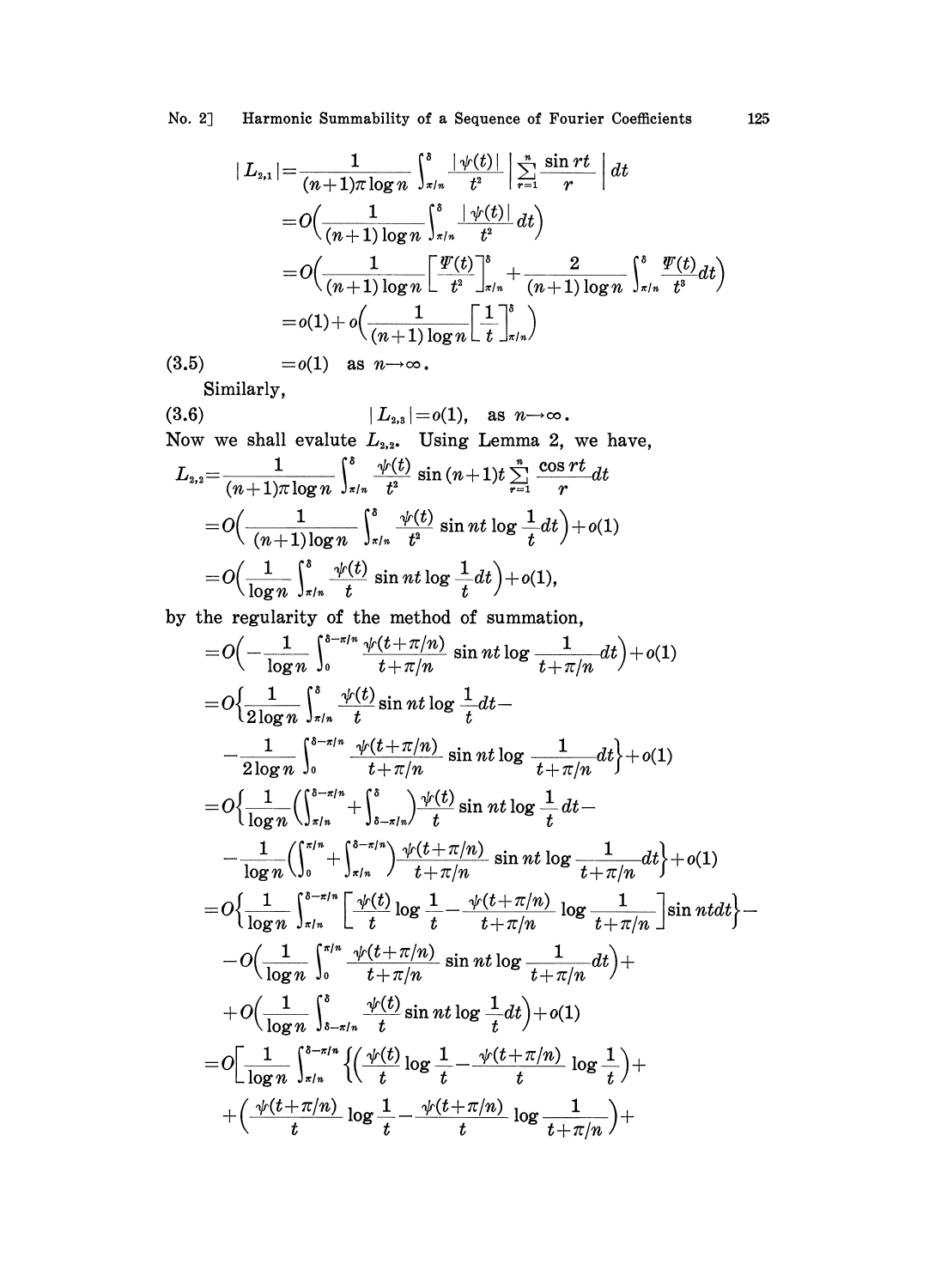$$
\begin{aligned}
|L_{2,1}| &= \frac{1}{(n+1)\pi \log n} \int_{\pi/n}^{\delta} \frac{|\psi(t)|}{t^2} \left| \sum_{r=1}^{n} \frac{\sin rt}{r} \right| dt \\
&= O\Big( \frac{1}{(n+1)\log n} \int_{\pi/n}^{\delta} \frac{|\psi(t)|}{t^2} dt \Big) \\
&= O\Big( \frac{1}{(n+1)\log n} \Big[ \frac{\Psi(t)}{t^2} \Big]_{\pi/n}^{\delta} + \frac{2}{(n+1)\log n} \int_{\pi/n}^{\delta} \frac{\Psi(t)}{t^3} dt \Big) \\
&= o(1) + o\Big( \frac{1}{(n+1)\log n} \Big[ \frac{1}{t} \Big]_{\pi/n}^{\delta} \Big)
\end{aligned}
$$

$$
(3.5) \qquad = o(1) \quad \text{as } n \to \infty.
$$

Similarly,

$$
(3.6) \qquad |L_{2,3}| = o(1), \quad \text{as } n \to \infty.
$$

Now we shall evalute $L_{2,2}$. Using Lemma 2, we have,

$$
\begin{aligned}
L_{2,2} &= \frac{1}{(n+1)\pi \log n} \int_{\pi/n}^{\delta} \frac{\psi(t)}{t^2} \sin(n+1)t \sum_{r=1}^{n} \frac{\cos rt}{r} dt \\
&= O\Big( \frac{1}{(n+1)\log n} \int_{\pi/n}^{\delta} \frac{\psi(t)}{t^2} \sin nt \log \frac{1}{t} dt \Big) + o(1) \\
&= O\Big( \frac{1}{\log n} \int_{\pi/n}^{\delta} \frac{\psi(t)}{t} \sin nt \log \frac{1}{t} dt \Big) + o(1),
\end{aligned}
$$

by the regularity of the method of summation,

$$
\begin{aligned}
&= O\Big( -\frac{1}{\log n} \int_{0}^{\delta-\pi/n} \frac{\psi(t+\pi/n)}{t+\pi/n} \sin nt \log \frac{1}{t+\pi/n} dt \Big) + o(1) \\
&= O\Big\{ \frac{1}{2\log n} \int_{\pi/n}^{\delta} \frac{\psi(t)}{t} \sin nt \log \frac{1}{t} dt - \\
&\quad - \frac{1}{2\log n} \int_{0}^{\delta-\pi/n} \frac{\psi(t+\pi/n)}{t+\pi/n} \sin nt \log \frac{1}{t+\pi/n} dt \Big\} + o(1) \\
&= O\Big\{ \frac{1}{\log n} \Big( \int_{\pi/n}^{\delta-\pi/n} + \int_{\delta-\pi/n}^{\delta} \Big) \frac{\psi(t)}{t} \sin nt \log \frac{1}{t} dt - \\
&\quad - \frac{1}{\log n} \Big( \int_{0}^{\pi/n} + \int_{\pi/n}^{\delta-\pi/n} \Big) \frac{\psi(t+\pi/n)}{t+\pi/n} \sin nt \log \frac{1}{t+\pi/n} dt \Big\} + o(1) \\
&= O\Big\{ \frac{1}{\log n} \int_{\pi/n}^{\delta-\pi/n} \Big[ \frac{\psi(t)}{t} \log \frac{1}{t} - \frac{\psi(t+\pi/n)}{t+\pi/n} \log \frac{1}{t+\pi/n} \Big] \sin nt dt \Big\} - \\
&\quad - O\Big( \frac{1}{\log n} \int_{0}^{\pi/n} \frac{\psi(t+\pi/n)}{t+\pi/n} \sin nt \log \frac{1}{t+\pi/n} dt \Big) + \\
&\quad + O\Big( \frac{1}{\log n} \int_{\delta-\pi/n}^{\delta} \frac{\psi(t)}{t} \sin nt \log \frac{1}{t} dt \Big) + o(1) \\
&= O\Big[ \frac{1}{\log n} \int_{\pi/n}^{\delta-\pi/n} \Big\{ \Big( \frac{\psi(t)}{t} \log \frac{1}{t} - \frac{\psi(t+\pi/n)}{t} \log \frac{1}{t} \Big) + \\
&\quad + \Big( \frac{\psi(t+\pi/n)}{t} \log \frac{1}{t} - \frac{\psi(t+\pi/n)}{t} \log \frac{1}{t+\pi/n} \Big) +
\end{aligned}
$$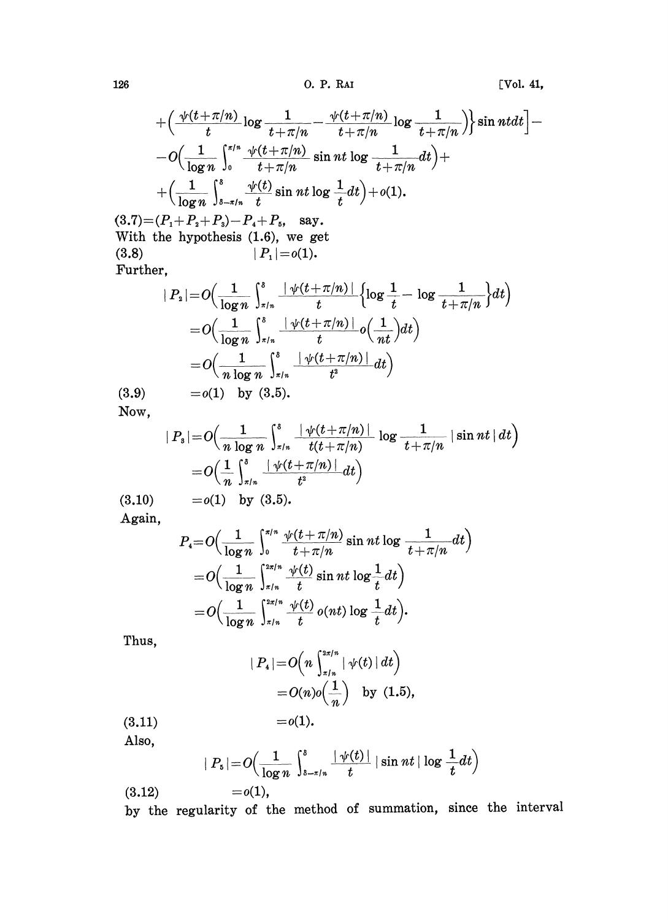$$+\left(\frac{\psi(t+\pi/n)}{t}\log\frac{1}{t+\pi/n}-\frac{\psi(t+\pi/n)}{t+\pi/n}\log\frac{1}{t+\pi/n}\right)\Big\}\sin ntdt\Big]-$$

$$-O\left(\frac{1}{\log n}\int_0^{\pi/n}\frac{\psi(t+\pi/n)}{t+\pi/n}\sin nt\log\frac{1}{t+\pi/n}dt\right)+$$

$$+\left(\frac{1}{\log n}\int_{\delta-\pi/n}^{\delta}\frac{\psi(t)}{t}\sin nt\log\frac{1}{t}dt\right)+o(1).$$

(3.7) $=(P_1+P_2+P_3)-P_4+P_5$, say.

With the hypothesis (1.6), we get

$$|P_1|=o(1). \tag{3.8}$$

Further,

$$|P_2|=O\left(\frac{1}{\log n}\int_{\pi/n}^{\delta}\frac{|\psi(t+\pi/n)|}{t}\left\{\log\frac{1}{t}-\log\frac{1}{t+\pi/n}\right\}dt\right)$$

$$=O\left(\frac{1}{\log n}\int_{\pi/n}^{\delta}\frac{|\psi(t+\pi/n)|}{t}o\left(\frac{1}{nt}\right)dt\right)$$

$$=O\left(\frac{1}{n\log n}\int_{\pi/n}^{\delta}\frac{|\psi(t+\pi/n)|}{t^2}dt\right)$$

$$=o(1) \quad \text{by (3.5).} \tag{3.9}$$

Now,

$$|P_3|=O\left(\frac{1}{n\log n}\int_{\pi/n}^{\delta}\frac{|\psi(t+\pi/n)|}{t(t+\pi/n)}\log\frac{1}{t+\pi/n}|\sin nt|\,dt\right)$$

$$=O\left(\frac{1}{n}\int_{\pi/n}^{\delta}\frac{|\psi(t+\pi/n)|}{t^2}dt\right)$$

$$=o(1) \quad \text{by (3.5).} \tag{3.10}$$

Again,

$$P_4=O\left(\frac{1}{\log n}\int_0^{\pi/n}\frac{\psi(t+\pi/n)}{t+\pi/n}\sin nt\log\frac{1}{t+\pi/n}dt\right)$$

$$=O\left(\frac{1}{\log n}\int_{\pi/n}^{2\pi/n}\frac{\psi(t)}{t}\sin nt\log\frac{1}{t}dt\right)$$

$$=O\left(\frac{1}{\log n}\int_{\pi/n}^{2\pi/n}\frac{\psi(t)}{t}o(nt)\log\frac{1}{t}dt\right).$$

Thus,

$$|P_4|=O\left(n\int_{\pi/n}^{2\pi/n}|\psi(t)|\,dt\right)$$

$$=O(n)o\left(\frac{1}{n}\right) \quad \text{by (1.5),}$$

$$=o(1). \tag{3.11}$$

Also,

$$|P_5|=O\left(\frac{1}{\log n}\int_{\delta-\pi/n}^{\delta}\frac{|\psi(t)|}{t}|\sin nt|\log\frac{1}{t}dt\right)$$

$$=o(1), \tag{3.12}$$

by the regularity of the method of summation, since the interval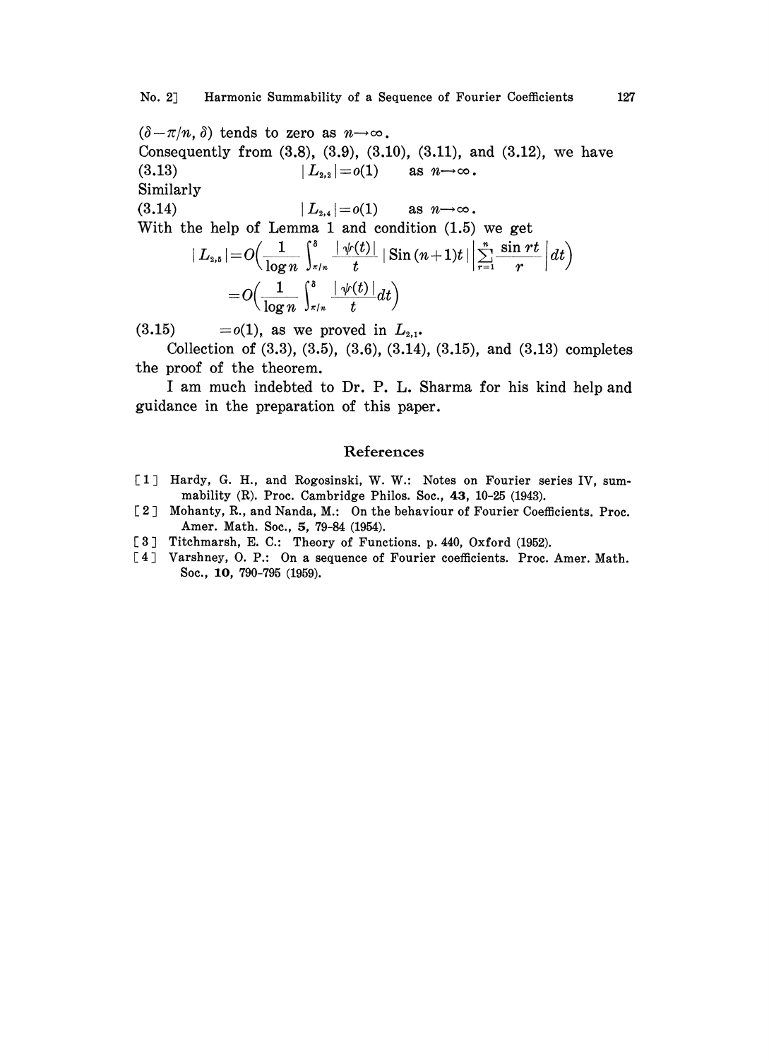$(\delta-\pi/n, \delta)$ tends to zero as $n\to\infty$.

Consequently from (3.8), (3.9), (3.10), (3.11), and (3.12), we have

$$|L_{2,2}|=o(1) \quad \text{as } n\to\infty. \tag{3.13}$$

Similarly

$$|L_{2,4}|=o(1) \quad \text{as } n\to\infty. \tag{3.14}$$

With the help of Lemma 1 and condition (1.5) we get

$$|L_{2,5}|=O\left(\frac{1}{\log n}\int_{\pi/n}^{\delta}\frac{|\psi(t)|}{t}\,|\operatorname{Sin}(n+1)t|\left|\sum_{r=1}^{n}\frac{\sin rt}{r}\right|dt\right)$$

$$=O\left(\frac{1}{\log n}\int_{\pi/n}^{\delta}\frac{|\psi(t)|}{t}dt\right)$$

(3.15) $\qquad =o(1)$, as we proved in $L_{2,1}$.

Collection of (3.3), (3.5), (3.6), (3.14), (3.15), and (3.13) completes the proof of the theorem.

I am much indebted to Dr. P. L. Sharma for his kind help and guidance in the preparation of this paper.

## References

[1] Hardy, G. H., and Rogosinski, W. W.: Notes on Fourier series IV, summability (R). Proc. Cambridge Philos. Soc., **43**, 10-25 (1943).

[2] Mohanty, R., and Nanda, M.: On the behaviour of Fourier Coefficients. Proc. Amer. Math. Soc., **5**, 79-84 (1954).

[3] Titchmarsh, E. C.: Theory of Functions. p. 440, Oxford (1952).

[4] Varshney, O. P.: On a sequence of Fourier coefficients. Proc. Amer. Math. Soc., **10**, 790-795 (1959).